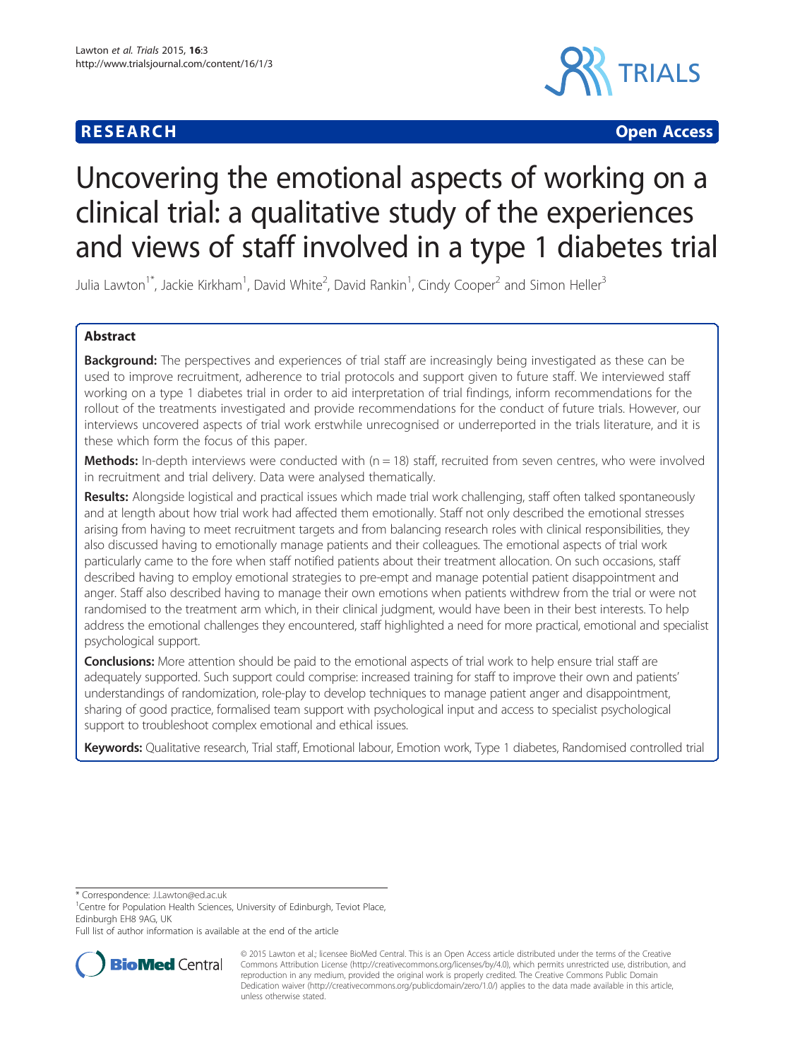RESEARCH Open Access

# Uncovering the emotional aspects of working on a clinical trial: a qualitative study of the experiences and views of staff involved in a type 1 diabetes trial

Julia Lawton[1*], Jackie Kirkham[1], David White[2], David Rankin[1], Cindy Cooper[2] and Simon Heller[3]

## Abstract

**Background:** The perspectives and experiences of trial staff are increasingly being investigated as these can be used to improve recruitment, adherence to trial protocols and support given to future staff. We interviewed staff working on a type 1 diabetes trial in order to aid interpretation of trial findings, inform recommendations for the rollout of the treatments investigated and provide recommendations for the conduct of future trials. However, our interviews uncovered aspects of trial work erstwhile unrecognised or underreported in the trials literature, and it is these which form the focus of this paper.

**Methods:** In-depth interviews were conducted with (n = 18) staff, recruited from seven centres, who were involved in recruitment and trial delivery. Data were analysed thematically.

**Results:** Alongside logistical and practical issues which made trial work challenging, staff often talked spontaneously and at length about how trial work had affected them emotionally. Staff not only described the emotional stresses arising from having to meet recruitment targets and from balancing research roles with clinical responsibilities, they also discussed having to emotionally manage patients and their colleagues. The emotional aspects of trial work particularly came to the fore when staff notified patients about their treatment allocation. On such occasions, staff described having to employ emotional strategies to pre-empt and manage potential patient disappointment and anger. Staff also described having to manage their own emotions when patients withdrew from the trial or were not randomised to the treatment arm which, in their clinical judgment, would have been in their best interests. To help address the emotional challenges they encountered, staff highlighted a need for more practical, emotional and specialist psychological support.

**Conclusions:** More attention should be paid to the emotional aspects of trial work to help ensure trial staff are adequately supported. Such support could comprise: increased training for staff to improve their own and patients' understandings of randomization, role-play to develop techniques to manage patient anger and disappointment, sharing of good practice, formalised team support with psychological input and access to specialist psychological support to troubleshoot complex emotional and ethical issues.

**Keywords:** Qualitative research, Trial staff, Emotional labour, Emotion work, Type 1 diabetes, Randomised controlled trial

---

\* Correspondence: J.Lawton@ed.ac.uk
[1]Centre for Population Health Sciences, University of Edinburgh, Teviot Place, Edinburgh EH8 9AG, UK
Full list of author information is available at the end of the article

© 2015 Lawton et al.; licensee BioMed Central. This is an Open Access article distributed under the terms of the Creative Commons Attribution License (http://creativecommons.org/licenses/by/4.0), which permits unrestricted use, distribution, and reproduction in any medium, provided the original work is properly credited. The Creative Commons Public Domain Dedication waiver (http://creativecommons.org/publicdomain/zero/1.0/) applies to the data made available in this article, unless otherwise stated.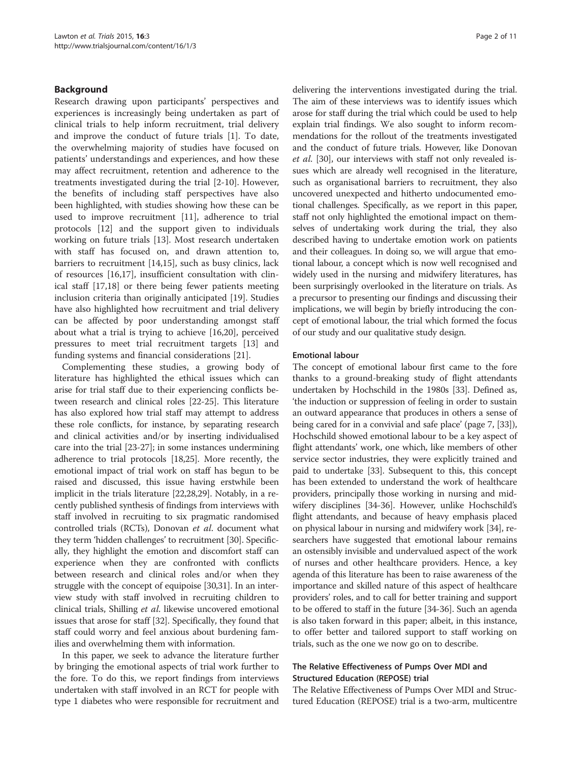## Background

Research drawing upon participants' perspectives and experiences is increasingly being undertaken as part of clinical trials to help inform recruitment, trial delivery and improve the conduct of future trials [1]. To date, the overwhelming majority of studies have focused on patients' understandings and experiences, and how these may affect recruitment, retention and adherence to the treatments investigated during the trial [2-10]. However, the benefits of including staff perspectives have also been highlighted, with studies showing how these can be used to improve recruitment [11], adherence to trial protocols [12] and the support given to individuals working on future trials [13]. Most research undertaken with staff has focused on, and drawn attention to, barriers to recruitment [14,15], such as busy clinics, lack of resources [16,17], insufficient consultation with clinical staff [17,18] or there being fewer patients meeting inclusion criteria than originally anticipated [19]. Studies have also highlighted how recruitment and trial delivery can be affected by poor understanding amongst staff about what a trial is trying to achieve [16,20], perceived pressures to meet trial recruitment targets [13] and funding systems and financial considerations [21].

Complementing these studies, a growing body of literature has highlighted the ethical issues which can arise for trial staff due to their experiencing conflicts between research and clinical roles [22-25]. This literature has also explored how trial staff may attempt to address these role conflicts, for instance, by separating research and clinical activities and/or by inserting individualised care into the trial [23-27]; in some instances undermining adherence to trial protocols [18,25]. More recently, the emotional impact of trial work on staff has begun to be raised and discussed, this issue having erstwhile been implicit in the trials literature [22,28,29]. Notably, in a recently published synthesis of findings from interviews with staff involved in recruiting to six pragmatic randomised controlled trials (RCTs), Donovan *et al.* document what they term 'hidden challenges' to recruitment [30]. Specifically, they highlight the emotion and discomfort staff can experience when they are confronted with conflicts between research and clinical roles and/or when they struggle with the concept of equipoise [30,31]. In an interview study with staff involved in recruiting children to clinical trials, Shilling *et al.* likewise uncovered emotional issues that arose for staff [32]. Specifically, they found that staff could worry and feel anxious about burdening families and overwhelming them with information.

In this paper, we seek to advance the literature further by bringing the emotional aspects of trial work further to the fore. To do this, we report findings from interviews undertaken with staff involved in an RCT for people with type 1 diabetes who were responsible for recruitment and delivering the interventions investigated during the trial. The aim of these interviews was to identify issues which arose for staff during the trial which could be used to help explain trial findings. We also sought to inform recommendations for the rollout of the treatments investigated and the conduct of future trials. However, like Donovan *et al.* [30], our interviews with staff not only revealed issues which are already well recognised in the literature, such as organisational barriers to recruitment, they also uncovered unexpected and hitherto undocumented emotional challenges. Specifically, as we report in this paper, staff not only highlighted the emotional impact on themselves of undertaking work during the trial, they also described having to undertake emotion work on patients and their colleagues. In doing so, we will argue that emotional labour, a concept which is now well recognised and widely used in the nursing and midwifery literatures, has been surprisingly overlooked in the literature on trials. As a precursor to presenting our findings and discussing their implications, we will begin by briefly introducing the concept of emotional labour, the trial which formed the focus of our study and our qualitative study design.

### Emotional labour

The concept of emotional labour first came to the fore thanks to a ground-breaking study of flight attendants undertaken by Hochschild in the 1980s [33]. Defined as, 'the induction or suppression of feeling in order to sustain an outward appearance that produces in others a sense of being cared for in a convivial and safe place' (page 7, [33]), Hochschild showed emotional labour to be a key aspect of flight attendants' work, one which, like members of other service sector industries, they were explicitly trained and paid to undertake [33]. Subsequent to this, this concept has been extended to understand the work of healthcare providers, principally those working in nursing and midwifery disciplines [34-36]. However, unlike Hochschild's flight attendants, and because of heavy emphasis placed on physical labour in nursing and midwifery work [34], researchers have suggested that emotional labour remains an ostensibly invisible and undervalued aspect of the work of nurses and other healthcare providers. Hence, a key agenda of this literature has been to raise awareness of the importance and skilled nature of this aspect of healthcare providers' roles, and to call for better training and support to be offered to staff in the future [34-36]. Such an agenda is also taken forward in this paper; albeit, in this instance, to offer better and tailored support to staff working on trials, such as the one we now go on to describe.

### The Relative Effectiveness of Pumps Over MDI and Structured Education (REPOSE) trial

The Relative Effectiveness of Pumps Over MDI and Structured Education (REPOSE) trial is a two-arm, multicentre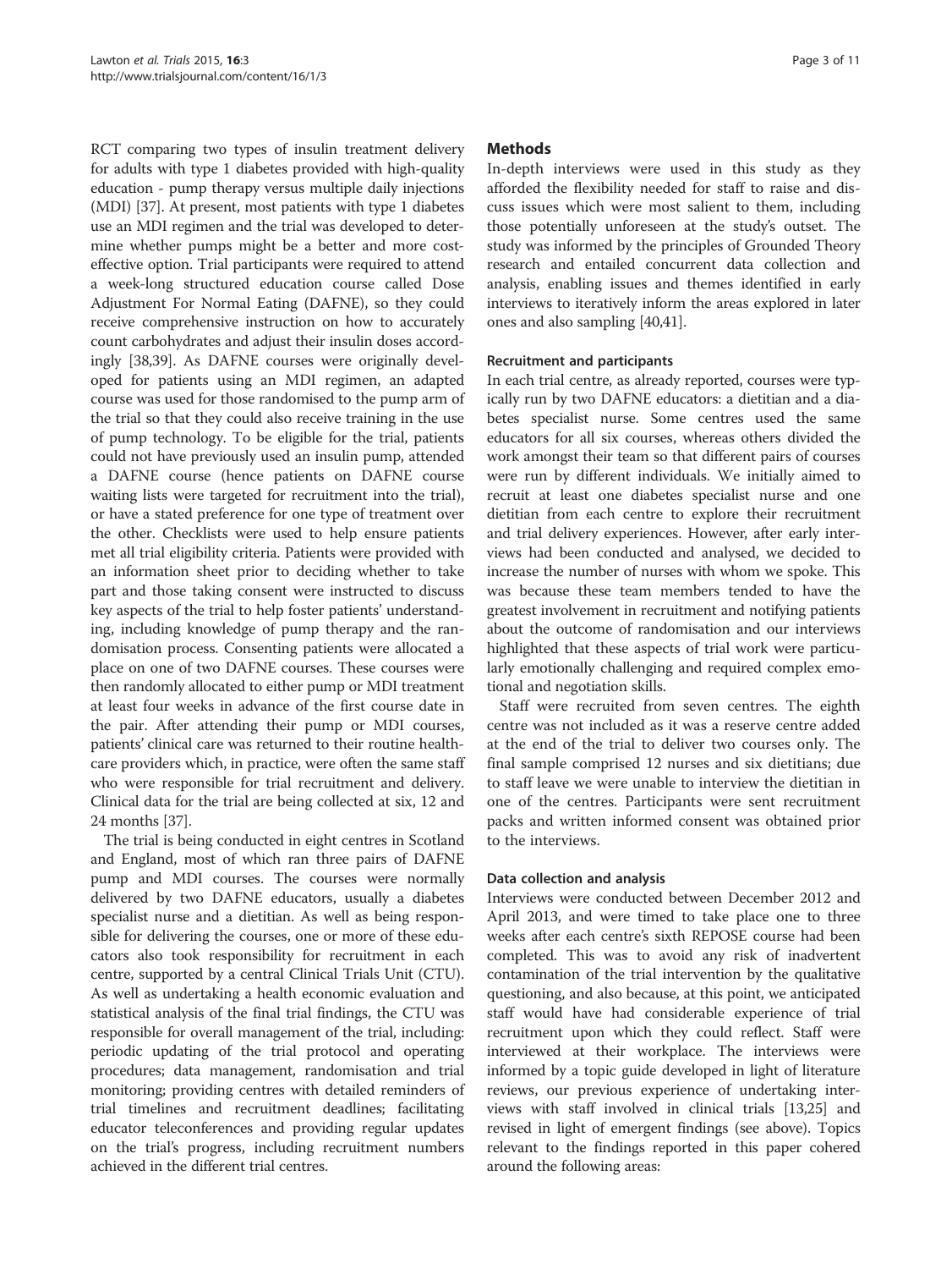RCT comparing two types of insulin treatment delivery for adults with type 1 diabetes provided with high-quality education - pump therapy versus multiple daily injections (MDI) [37]. At present, most patients with type 1 diabetes use an MDI regimen and the trial was developed to determine whether pumps might be a better and more cost-effective option. Trial participants were required to attend a week-long structured education course called Dose Adjustment For Normal Eating (DAFNE), so they could receive comprehensive instruction on how to accurately count carbohydrates and adjust their insulin doses accordingly [38,39]. As DAFNE courses were originally developed for patients using an MDI regimen, an adapted course was used for those randomised to the pump arm of the trial so that they could also receive training in the use of pump technology. To be eligible for the trial, patients could not have previously used an insulin pump, attended a DAFNE course (hence patients on DAFNE course waiting lists were targeted for recruitment into the trial), or have a stated preference for one type of treatment over the other. Checklists were used to help ensure patients met all trial eligibility criteria. Patients were provided with an information sheet prior to deciding whether to take part and those taking consent were instructed to discuss key aspects of the trial to help foster patients' understanding, including knowledge of pump therapy and the randomisation process. Consenting patients were allocated a place on one of two DAFNE courses. These courses were then randomly allocated to either pump or MDI treatment at least four weeks in advance of the first course date in the pair. After attending their pump or MDI courses, patients' clinical care was returned to their routine healthcare providers which, in practice, were often the same staff who were responsible for trial recruitment and delivery. Clinical data for the trial are being collected at six, 12 and 24 months [37].

The trial is being conducted in eight centres in Scotland and England, most of which ran three pairs of DAFNE pump and MDI courses. The courses were normally delivered by two DAFNE educators, usually a diabetes specialist nurse and a dietitian. As well as being responsible for delivering the courses, one or more of these educators also took responsibility for recruitment in each centre, supported by a central Clinical Trials Unit (CTU). As well as undertaking a health economic evaluation and statistical analysis of the final trial findings, the CTU was responsible for overall management of the trial, including: periodic updating of the trial protocol and operating procedures; data management, randomisation and trial monitoring; providing centres with detailed reminders of trial timelines and recruitment deadlines; facilitating educator teleconferences and providing regular updates on the trial's progress, including recruitment numbers achieved in the different trial centres.

## Methods

In-depth interviews were used in this study as they afforded the flexibility needed for staff to raise and discuss issues which were most salient to them, including those potentially unforeseen at the study's outset. The study was informed by the principles of Grounded Theory research and entailed concurrent data collection and analysis, enabling issues and themes identified in early interviews to iteratively inform the areas explored in later ones and also sampling [40,41].

### Recruitment and participants

In each trial centre, as already reported, courses were typically run by two DAFNE educators: a dietitian and a diabetes specialist nurse. Some centres used the same educators for all six courses, whereas others divided the work amongst their team so that different pairs of courses were run by different individuals. We initially aimed to recruit at least one diabetes specialist nurse and one dietitian from each centre to explore their recruitment and trial delivery experiences. However, after early interviews had been conducted and analysed, we decided to increase the number of nurses with whom we spoke. This was because these team members tended to have the greatest involvement in recruitment and notifying patients about the outcome of randomisation and our interviews highlighted that these aspects of trial work were particularly emotionally challenging and required complex emotional and negotiation skills.

Staff were recruited from seven centres. The eighth centre was not included as it was a reserve centre added at the end of the trial to deliver two courses only. The final sample comprised 12 nurses and six dietitians; due to staff leave we were unable to interview the dietitian in one of the centres. Participants were sent recruitment packs and written informed consent was obtained prior to the interviews.

### Data collection and analysis

Interviews were conducted between December 2012 and April 2013, and were timed to take place one to three weeks after each centre's sixth REPOSE course had been completed. This was to avoid any risk of inadvertent contamination of the trial intervention by the qualitative questioning, and also because, at this point, we anticipated staff would have had considerable experience of trial recruitment upon which they could reflect. Staff were interviewed at their workplace. The interviews were informed by a topic guide developed in light of literature reviews, our previous experience of undertaking interviews with staff involved in clinical trials [13,25] and revised in light of emergent findings (see above). Topics relevant to the findings reported in this paper cohered around the following areas: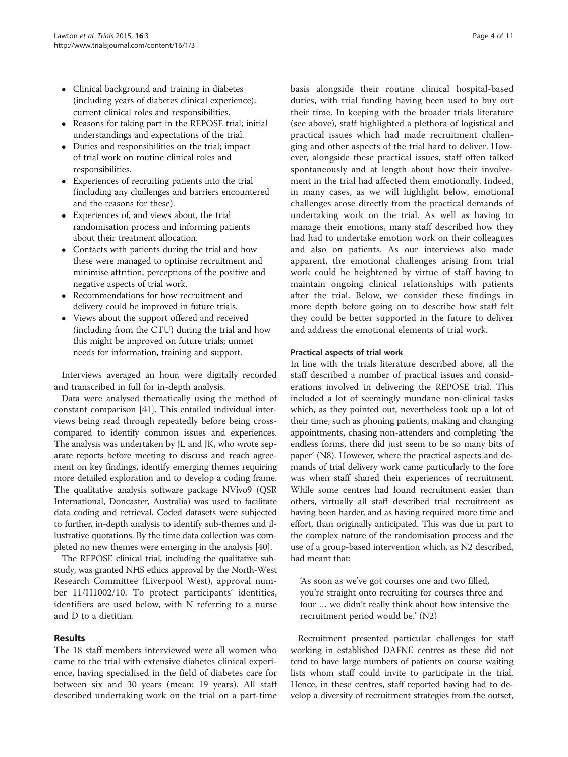- Clinical background and training in diabetes (including years of diabetes clinical experience); current clinical roles and responsibilities.
- Reasons for taking part in the REPOSE trial; initial understandings and expectations of the trial.
- Duties and responsibilities on the trial; impact of trial work on routine clinical roles and responsibilities.
- Experiences of recruiting patients into the trial (including any challenges and barriers encountered and the reasons for these).
- Experiences of, and views about, the trial randomisation process and informing patients about their treatment allocation.
- Contacts with patients during the trial and how these were managed to optimise recruitment and minimise attrition; perceptions of the positive and negative aspects of trial work.
- Recommendations for how recruitment and delivery could be improved in future trials.
- Views about the support offered and received (including from the CTU) during the trial and how this might be improved on future trials; unmet needs for information, training and support.

Interviews averaged an hour, were digitally recorded and transcribed in full for in-depth analysis.

Data were analysed thematically using the method of constant comparison [41]. This entailed individual interviews being read through repeatedly before being cross-compared to identify common issues and experiences. The analysis was undertaken by JL and JK, who wrote separate reports before meeting to discuss and reach agreement on key findings, identify emerging themes requiring more detailed exploration and to develop a coding frame. The qualitative analysis software package NVivo9 (QSR International, Doncaster, Australia) was used to facilitate data coding and retrieval. Coded datasets were subjected to further, in-depth analysis to identify sub-themes and illustrative quotations. By the time data collection was completed no new themes were emerging in the analysis [40].

The REPOSE clinical trial, including the qualitative sub-study, was granted NHS ethics approval by the North-West Research Committee (Liverpool West), approval number 11/H1002/10. To protect participants' identities, identifiers are used below, with N referring to a nurse and D to a dietitian.

## Results

The 18 staff members interviewed were all women who came to the trial with extensive diabetes clinical experience, having specialised in the field of diabetes care for between six and 30 years (mean: 19 years). All staff described undertaking work on the trial on a part-time basis alongside their routine clinical hospital-based duties, with trial funding having been used to buy out their time. In keeping with the broader trials literature (see above), staff highlighted a plethora of logistical and practical issues which had made recruitment challenging and other aspects of the trial hard to deliver. However, alongside these practical issues, staff often talked spontaneously and at length about how their involvement in the trial had affected them emotionally. Indeed, in many cases, as we will highlight below, emotional challenges arose directly from the practical demands of undertaking work on the trial. As well as having to manage their emotions, many staff described how they had had to undertake emotion work on their colleagues and also on patients. As our interviews also made apparent, the emotional challenges arising from trial work could be heightened by virtue of staff having to maintain ongoing clinical relationships with patients after the trial. Below, we consider these findings in more depth before going on to describe how staff felt they could be better supported in the future to deliver and address the emotional elements of trial work.

### Practical aspects of trial work

In line with the trials literature described above, all the staff described a number of practical issues and considerations involved in delivering the REPOSE trial. This included a lot of seemingly mundane non-clinical tasks which, as they pointed out, nevertheless took up a lot of their time, such as phoning patients, making and changing appointments, chasing non-attenders and completing 'the endless forms, there did just seem to be so many bits of paper' (N8). However, where the practical aspects and demands of trial delivery work came particularly to the fore was when staff shared their experiences of recruitment. While some centres had found recruitment easier than others, virtually all staff described trial recruitment as having been harder, and as having required more time and effort, than originally anticipated. This was due in part to the complex nature of the randomisation process and the use of a group-based intervention which, as N2 described, had meant that:

> 'As soon as we've got courses one and two filled, you're straight onto recruiting for courses three and four … we didn't really think about how intensive the recruitment period would be.' (N2)

Recruitment presented particular challenges for staff working in established DAFNE centres as these did not tend to have large numbers of patients on course waiting lists whom staff could invite to participate in the trial. Hence, in these centres, staff reported having had to develop a diversity of recruitment strategies from the outset,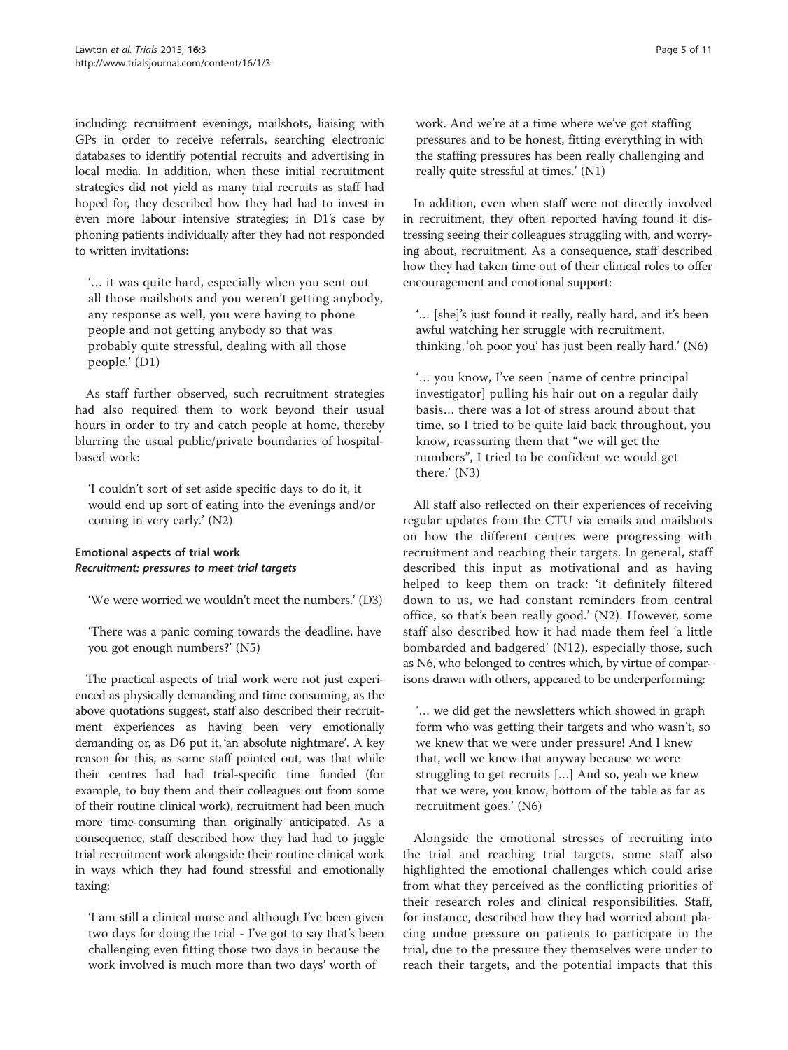including: recruitment evenings, mailshots, liaising with GPs in order to receive referrals, searching electronic databases to identify potential recruits and advertising in local media. In addition, when these initial recruitment strategies did not yield as many trial recruits as staff had hoped for, they described how they had had to invest in even more labour intensive strategies; in D1's case by phoning patients individually after they had not responded to written invitations:

> '… it was quite hard, especially when you sent out all those mailshots and you weren't getting anybody, any response as well, you were having to phone people and not getting anybody so that was probably quite stressful, dealing with all those people.' (D1)

As staff further observed, such recruitment strategies had also required them to work beyond their usual hours in order to try and catch people at home, thereby blurring the usual public/private boundaries of hospital-based work:

> 'I couldn't sort of set aside specific days to do it, it would end up sort of eating into the evenings and/or coming in very early.' (N2)

### Emotional aspects of trial work

#### *Recruitment: pressures to meet trial targets*

> 'We were worried we wouldn't meet the numbers.' (D3)

> 'There was a panic coming towards the deadline, have you got enough numbers?' (N5)

The practical aspects of trial work were not just experienced as physically demanding and time consuming, as the above quotations suggest, staff also described their recruitment experiences as having been very emotionally demanding or, as D6 put it, 'an absolute nightmare'. A key reason for this, as some staff pointed out, was that while their centres had had trial-specific time funded (for example, to buy them and their colleagues out from some of their routine clinical work), recruitment had been much more time-consuming than originally anticipated. As a consequence, staff described how they had had to juggle trial recruitment work alongside their routine clinical work in ways which they had found stressful and emotionally taxing:

> 'I am still a clinical nurse and although I've been given two days for doing the trial - I've got to say that's been challenging even fitting those two days in because the work involved is much more than two days' worth of work. And we're at a time where we've got staffing pressures and to be honest, fitting everything in with the staffing pressures has been really challenging and really quite stressful at times.' (N1)

In addition, even when staff were not directly involved in recruitment, they often reported having found it distressing seeing their colleagues struggling with, and worrying about, recruitment. As a consequence, staff described how they had taken time out of their clinical roles to offer encouragement and emotional support:

> '… [she]'s just found it really, really hard, and it's been awful watching her struggle with recruitment, thinking, 'oh poor you' has just been really hard.' (N6)

> '… you know, I've seen [name of centre principal investigator] pulling his hair out on a regular daily basis… there was a lot of stress around about that time, so I tried to be quite laid back throughout, you know, reassuring them that "we will get the numbers", I tried to be confident we would get there.' (N3)

All staff also reflected on their experiences of receiving regular updates from the CTU via emails and mailshots on how the different centres were progressing with recruitment and reaching their targets. In general, staff described this input as motivational and as having helped to keep them on track: 'it definitely filtered down to us, we had constant reminders from central office, so that's been really good.' (N2). However, some staff also described how it had made them feel 'a little bombarded and badgered' (N12), especially those, such as N6, who belonged to centres which, by virtue of comparisons drawn with others, appeared to be underperforming:

> '… we did get the newsletters which showed in graph form who was getting their targets and who wasn't, so we knew that we were under pressure! And I knew that, well we knew that anyway because we were struggling to get recruits […] And so, yeah we knew that we were, you know, bottom of the table as far as recruitment goes.' (N6)

Alongside the emotional stresses of recruiting into the trial and reaching trial targets, some staff also highlighted the emotional challenges which could arise from what they perceived as the conflicting priorities of their research roles and clinical responsibilities. Staff, for instance, described how they had worried about placing undue pressure on patients to participate in the trial, due to the pressure they themselves were under to reach their targets, and the potential impacts that this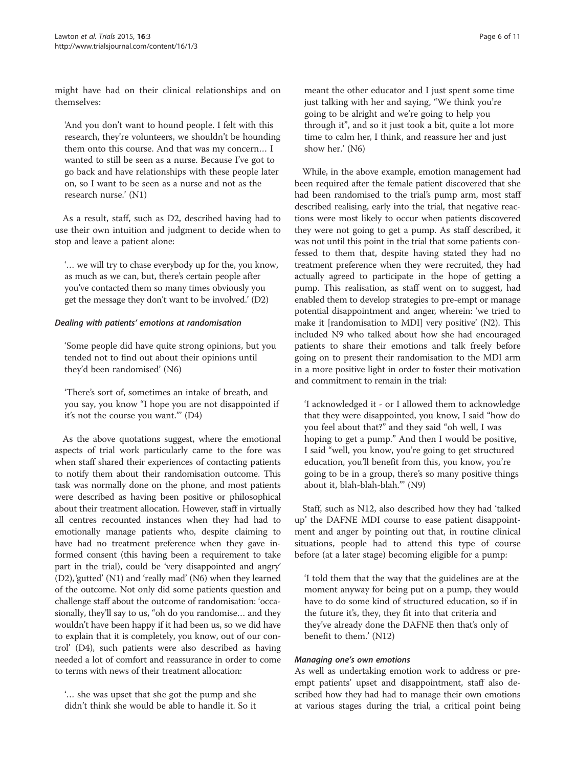might have had on their clinical relationships and on themselves:

> 'And you don't want to hound people. I felt with this research, they're volunteers, we shouldn't be hounding them onto this course. And that was my concern… I wanted to still be seen as a nurse. Because I've got to go back and have relationships with these people later on, so I want to be seen as a nurse and not as the research nurse.' (N1)

As a result, staff, such as D2, described having had to use their own intuition and judgment to decide when to stop and leave a patient alone:

> '… we will try to chase everybody up for the, you know, as much as we can, but, there's certain people after you've contacted them so many times obviously you get the message they don't want to be involved.' (D2)

#### *Dealing with patients' emotions at randomisation*

> 'Some people did have quite strong opinions, but you tended not to find out about their opinions until they'd been randomised' (N6)

> 'There's sort of, sometimes an intake of breath, and you say, you know "I hope you are not disappointed if it's not the course you want."' (D4)

As the above quotations suggest, where the emotional aspects of trial work particularly came to the fore was when staff shared their experiences of contacting patients to notify them about their randomisation outcome. This task was normally done on the phone, and most patients were described as having been positive or philosophical about their treatment allocation. However, staff in virtually all centres recounted instances when they had had to emotionally manage patients who, despite claiming to have had no treatment preference when they gave informed consent (this having been a requirement to take part in the trial), could be 'very disappointed and angry' (D2), 'gutted' (N1) and 'really mad' (N6) when they learned of the outcome. Not only did some patients question and challenge staff about the outcome of randomisation: 'occasionally, they'll say to us, "oh do you randomise… and they wouldn't have been happy if it had been us, so we did have to explain that it is completely, you know, out of our control' (D4), such patients were also described as having needed a lot of comfort and reassurance in order to come to terms with news of their treatment allocation:

> '… she was upset that she got the pump and she didn't think she would be able to handle it. So it meant the other educator and I just spent some time just talking with her and saying, "We think you're going to be alright and we're going to help you through it", and so it just took a bit, quite a lot more time to calm her, I think, and reassure her and just show her.' (N6)

While, in the above example, emotion management had been required after the female patient discovered that she had been randomised to the trial's pump arm, most staff described realising, early into the trial, that negative reactions were most likely to occur when patients discovered they were not going to get a pump. As staff described, it was not until this point in the trial that some patients confessed to them that, despite having stated they had no treatment preference when they were recruited, they had actually agreed to participate in the hope of getting a pump. This realisation, as staff went on to suggest, had enabled them to develop strategies to pre-empt or manage potential disappointment and anger, wherein: 'we tried to make it [randomisation to MDI] very positive' (N2). This included N9 who talked about how she had encouraged patients to share their emotions and talk freely before going on to present their randomisation to the MDI arm in a more positive light in order to foster their motivation and commitment to remain in the trial:

> 'I acknowledged it - or I allowed them to acknowledge that they were disappointed, you know, I said "how do you feel about that?" and they said "oh well, I was hoping to get a pump." And then I would be positive, I said "well, you know, you're going to get structured education, you'll benefit from this, you know, you're going to be in a group, there's so many positive things about it, blah-blah-blah."' (N9)

Staff, such as N12, also described how they had 'talked up' the DAFNE MDI course to ease patient disappointment and anger by pointing out that, in routine clinical situations, people had to attend this type of course before (at a later stage) becoming eligible for a pump:

> 'I told them that the way that the guidelines are at the moment anyway for being put on a pump, they would have to do some kind of structured education, so if in the future it's, they, they fit into that criteria and they've already done the DAFNE then that's only of benefit to them.' (N12)

#### *Managing one's own emotions*

As well as undertaking emotion work to address or pre-empt patients' upset and disappointment, staff also described how they had had to manage their own emotions at various stages during the trial, a critical point being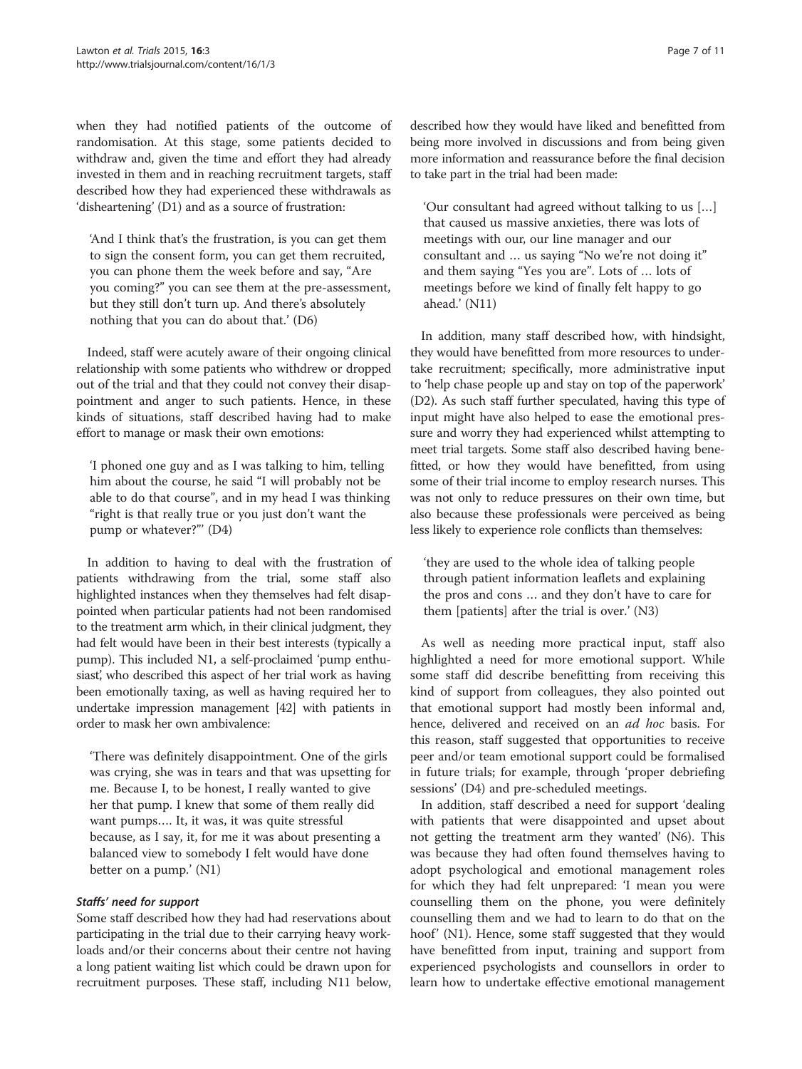when they had notified patients of the outcome of randomisation. At this stage, some patients decided to withdraw and, given the time and effort they had already invested in them and in reaching recruitment targets, staff described how they had experienced these withdrawals as 'disheartening' (D1) and as a source of frustration:

> 'And I think that's the frustration, is you can get them to sign the consent form, you can get them recruited, you can phone them the week before and say, "Are you coming?" you can see them at the pre-assessment, but they still don't turn up. And there's absolutely nothing that you can do about that.' (D6)

Indeed, staff were acutely aware of their ongoing clinical relationship with some patients who withdrew or dropped out of the trial and that they could not convey their disappointment and anger to such patients. Hence, in these kinds of situations, staff described having had to make effort to manage or mask their own emotions:

> 'I phoned one guy and as I was talking to him, telling him about the course, he said "I will probably not be able to do that course", and in my head I was thinking "right is that really true or you just don't want the pump or whatever?"' (D4)

In addition to having to deal with the frustration of patients withdrawing from the trial, some staff also highlighted instances when they themselves had felt disappointed when particular patients had not been randomised to the treatment arm which, in their clinical judgment, they had felt would have been in their best interests (typically a pump). This included N1, a self-proclaimed 'pump enthusiast', who described this aspect of her trial work as having been emotionally taxing, as well as having required her to undertake impression management [42] with patients in order to mask her own ambivalence:

> 'There was definitely disappointment. One of the girls was crying, she was in tears and that was upsetting for me. Because I, to be honest, I really wanted to give her that pump. I knew that some of them really did want pumps…. It, it was, it was quite stressful because, as I say, it, for me it was about presenting a balanced view to somebody I felt would have done better on a pump.' (N1)

#### *Staffs' need for support*

Some staff described how they had had reservations about participating in the trial due to their carrying heavy workloads and/or their concerns about their centre not having a long patient waiting list which could be drawn upon for recruitment purposes. These staff, including N11 below, described how they would have liked and benefitted from being more involved in discussions and from being given more information and reassurance before the final decision to take part in the trial had been made:

> 'Our consultant had agreed without talking to us […] that caused us massive anxieties, there was lots of meetings with our, our line manager and our consultant and … us saying "No we're not doing it" and them saying "Yes you are". Lots of … lots of meetings before we kind of finally felt happy to go ahead.' (N11)

In addition, many staff described how, with hindsight, they would have benefitted from more resources to undertake recruitment; specifically, more administrative input to 'help chase people up and stay on top of the paperwork' (D2). As such staff further speculated, having this type of input might have also helped to ease the emotional pressure and worry they had experienced whilst attempting to meet trial targets. Some staff also described having benefitted, or how they would have benefitted, from using some of their trial income to employ research nurses. This was not only to reduce pressures on their own time, but also because these professionals were perceived as being less likely to experience role conflicts than themselves:

> 'they are used to the whole idea of talking people through patient information leaflets and explaining the pros and cons … and they don't have to care for them [patients] after the trial is over.' (N3)

As well as needing more practical input, staff also highlighted a need for more emotional support. While some staff did describe benefitting from receiving this kind of support from colleagues, they also pointed out that emotional support had mostly been informal and, hence, delivered and received on an *ad hoc* basis. For this reason, staff suggested that opportunities to receive peer and/or team emotional support could be formalised in future trials; for example, through 'proper debriefing sessions' (D4) and pre-scheduled meetings.

In addition, staff described a need for support 'dealing with patients that were disappointed and upset about not getting the treatment arm they wanted' (N6). This was because they had often found themselves having to adopt psychological and emotional management roles for which they had felt unprepared: 'I mean you were counselling them on the phone, you were definitely counselling them and we had to learn to do that on the hoof' (N1). Hence, some staff suggested that they would have benefitted from input, training and support from experienced psychologists and counsellors in order to learn how to undertake effective emotional management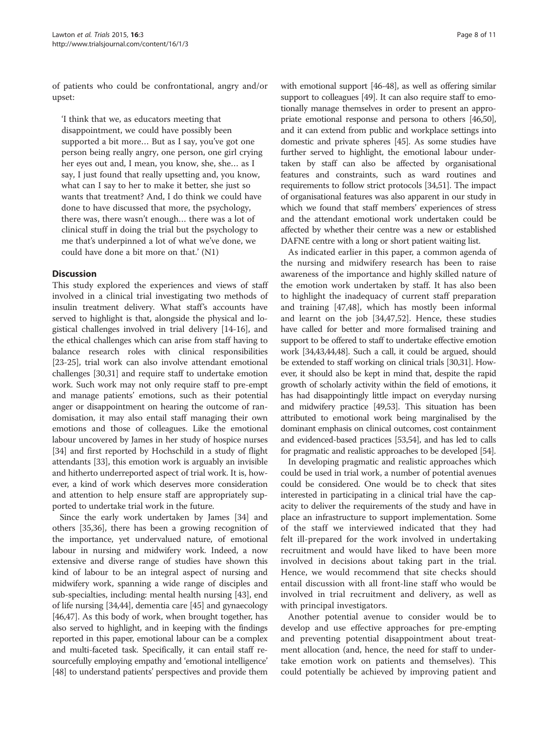of patients who could be confrontational, angry and/or upset:

> 'I think that we, as educators meeting that disappointment, we could have possibly been supported a bit more… But as I say, you've got one person being really angry, one person, one girl crying her eyes out and, I mean, you know, she, she… as I say, I just found that really upsetting and, you know, what can I say to her to make it better, she just so wants that treatment? And, I do think we could have done to have discussed that more, the psychology, there was, there wasn't enough… there was a lot of clinical stuff in doing the trial but the psychology to me that's underpinned a lot of what we've done, we could have done a bit more on that.' (N1)

## Discussion

This study explored the experiences and views of staff involved in a clinical trial investigating two methods of insulin treatment delivery. What staff's accounts have served to highlight is that, alongside the physical and logistical challenges involved in trial delivery [14-16], and the ethical challenges which can arise from staff having to balance research roles with clinical responsibilities [23-25], trial work can also involve attendant emotional challenges [30,31] and require staff to undertake emotion work. Such work may not only require staff to pre-empt and manage patients' emotions, such as their potential anger or disappointment on hearing the outcome of randomisation, it may also entail staff managing their own emotions and those of colleagues. Like the emotional labour uncovered by James in her study of hospice nurses [34] and first reported by Hochschild in a study of flight attendants [33], this emotion work is arguably an invisible and hitherto underreported aspect of trial work. It is, however, a kind of work which deserves more consideration and attention to help ensure staff are appropriately supported to undertake trial work in the future.

Since the early work undertaken by James [34] and others [35,36], there has been a growing recognition of the importance, yet undervalued nature, of emotional labour in nursing and midwifery work. Indeed, a now extensive and diverse range of studies have shown this kind of labour to be an integral aspect of nursing and midwifery work, spanning a wide range of disciples and sub-specialties, including: mental health nursing [43], end of life nursing [34,44], dementia care [45] and gynaecology [46,47]. As this body of work, when brought together, has also served to highlight, and in keeping with the findings reported in this paper, emotional labour can be a complex and multi-faceted task. Specifically, it can entail staff resourcefully employing empathy and 'emotional intelligence' [48] to understand patients' perspectives and provide them with emotional support [46-48], as well as offering similar support to colleagues [49]. It can also require staff to emotionally manage themselves in order to present an appropriate emotional response and persona to others [46,50], and it can extend from public and workplace settings into domestic and private spheres [45]. As some studies have further served to highlight, the emotional labour undertaken by staff can also be affected by organisational features and constraints, such as ward routines and requirements to follow strict protocols [34,51]. The impact of organisational features was also apparent in our study in which we found that staff members' experiences of stress and the attendant emotional work undertaken could be affected by whether their centre was a new or established DAFNE centre with a long or short patient waiting list.

As indicated earlier in this paper, a common agenda of the nursing and midwifery research has been to raise awareness of the importance and highly skilled nature of the emotion work undertaken by staff. It has also been to highlight the inadequacy of current staff preparation and training [47,48], which has mostly been informal and learnt on the job [34,47,52]. Hence, these studies have called for better and more formalised training and support to be offered to staff to undertake effective emotion work [34,43,44,48]. Such a call, it could be argued, should be extended to staff working on clinical trials [30,31]. However, it should also be kept in mind that, despite the rapid growth of scholarly activity within the field of emotions, it has had disappointingly little impact on everyday nursing and midwifery practice [49,53]. This situation has been attributed to emotional work being marginalised by the dominant emphasis on clinical outcomes, cost containment and evidenced-based practices [53,54], and has led to calls for pragmatic and realistic approaches to be developed [54].

In developing pragmatic and realistic approaches which could be used in trial work, a number of potential avenues could be considered. One would be to check that sites interested in participating in a clinical trial have the capacity to deliver the requirements of the study and have in place an infrastructure to support implementation. Some of the staff we interviewed indicated that they had felt ill-prepared for the work involved in undertaking recruitment and would have liked to have been more involved in decisions about taking part in the trial. Hence, we would recommend that site checks should entail discussion with all front-line staff who would be involved in trial recruitment and delivery, as well as with principal investigators.

Another potential avenue to consider would be to develop and use effective approaches for pre-empting and preventing potential disappointment about treatment allocation (and, hence, the need for staff to undertake emotion work on patients and themselves). This could potentially be achieved by improving patient and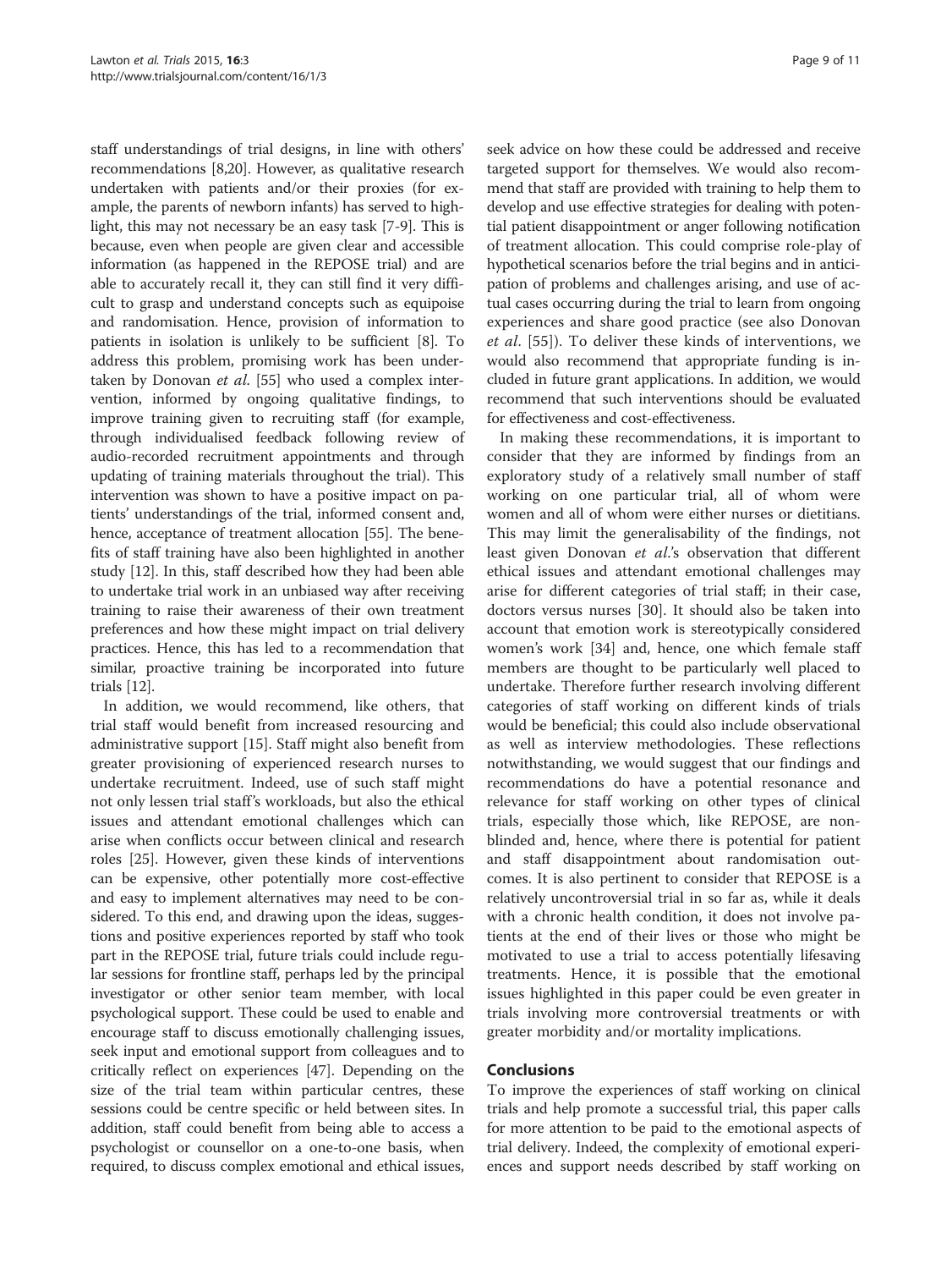staff understandings of trial designs, in line with others' recommendations [8,20]. However, as qualitative research undertaken with patients and/or their proxies (for example, the parents of newborn infants) has served to highlight, this may not necessary be an easy task [7-9]. This is because, even when people are given clear and accessible information (as happened in the REPOSE trial) and are able to accurately recall it, they can still find it very difficult to grasp and understand concepts such as equipoise and randomisation. Hence, provision of information to patients in isolation is unlikely to be sufficient [8]. To address this problem, promising work has been undertaken by Donovan *et al.* [55] who used a complex intervention, informed by ongoing qualitative findings, to improve training given to recruiting staff (for example, through individualised feedback following review of audio-recorded recruitment appointments and through updating of training materials throughout the trial). This intervention was shown to have a positive impact on patients' understandings of the trial, informed consent and, hence, acceptance of treatment allocation [55]. The benefits of staff training have also been highlighted in another study [12]. In this, staff described how they had been able to undertake trial work in an unbiased way after receiving training to raise their awareness of their own treatment preferences and how these might impact on trial delivery practices. Hence, this has led to a recommendation that similar, proactive training be incorporated into future trials [12].

In addition, we would recommend, like others, that trial staff would benefit from increased resourcing and administrative support [15]. Staff might also benefit from greater provisioning of experienced research nurses to undertake recruitment. Indeed, use of such staff might not only lessen trial staff's workloads, but also the ethical issues and attendant emotional challenges which can arise when conflicts occur between clinical and research roles [25]. However, given these kinds of interventions can be expensive, other potentially more cost-effective and easy to implement alternatives may need to be considered. To this end, and drawing upon the ideas, suggestions and positive experiences reported by staff who took part in the REPOSE trial, future trials could include regular sessions for frontline staff, perhaps led by the principal investigator or other senior team member, with local psychological support. These could be used to enable and encourage staff to discuss emotionally challenging issues, seek input and emotional support from colleagues and to critically reflect on experiences [47]. Depending on the size of the trial team within particular centres, these sessions could be centre specific or held between sites. In addition, staff could benefit from being able to access a psychologist or counsellor on a one-to-one basis, when required, to discuss complex emotional and ethical issues, seek advice on how these could be addressed and receive targeted support for themselves. We would also recommend that staff are provided with training to help them to develop and use effective strategies for dealing with potential patient disappointment or anger following notification of treatment allocation. This could comprise role-play of hypothetical scenarios before the trial begins and in anticipation of problems and challenges arising, and use of actual cases occurring during the trial to learn from ongoing experiences and share good practice (see also Donovan *et al.* [55]). To deliver these kinds of interventions, we would also recommend that appropriate funding is included in future grant applications. In addition, we would recommend that such interventions should be evaluated for effectiveness and cost-effectiveness.

In making these recommendations, it is important to consider that they are informed by findings from an exploratory study of a relatively small number of staff working on one particular trial, all of whom were women and all of whom were either nurses or dietitians. This may limit the generalisability of the findings, not least given Donovan *et al.*'s observation that different ethical issues and attendant emotional challenges may arise for different categories of trial staff; in their case, doctors versus nurses [30]. It should also be taken into account that emotion work is stereotypically considered women's work [34] and, hence, one which female staff members are thought to be particularly well placed to undertake. Therefore further research involving different categories of staff working on different kinds of trials would be beneficial; this could also include observational as well as interview methodologies. These reflections notwithstanding, we would suggest that our findings and recommendations do have a potential resonance and relevance for staff working on other types of clinical trials, especially those which, like REPOSE, are non-blinded and, hence, where there is potential for patient and staff disappointment about randomisation outcomes. It is also pertinent to consider that REPOSE is a relatively uncontroversial trial in so far as, while it deals with a chronic health condition, it does not involve patients at the end of their lives or those who might be motivated to use a trial to access potentially lifesaving treatments. Hence, it is possible that the emotional issues highlighted in this paper could be even greater in trials involving more controversial treatments or with greater morbidity and/or mortality implications.

## Conclusions

To improve the experiences of staff working on clinical trials and help promote a successful trial, this paper calls for more attention to be paid to the emotional aspects of trial delivery. Indeed, the complexity of emotional experiences and support needs described by staff working on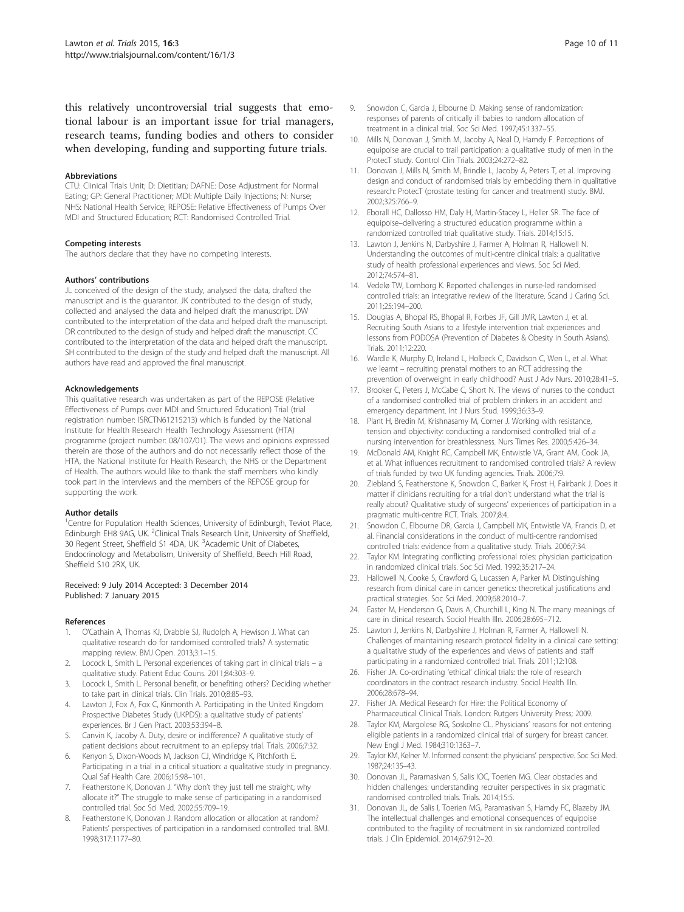this relatively uncontroversial trial suggests that emotional labour is an important issue for trial managers, research teams, funding bodies and others to consider when developing, funding and supporting future trials.

#### Abbreviations

CTU: Clinical Trials Unit; D: Dietitian; DAFNE: Dose Adjustment for Normal Eating; GP: General Practitioner; MDI: Multiple Daily Injections; N: Nurse; NHS: National Health Service; REPOSE: Relative Effectiveness of Pumps Over MDI and Structured Education; RCT: Randomised Controlled Trial.

#### Competing interests

The authors declare that they have no competing interests.

#### Authors' contributions

JL conceived of the design of the study, analysed the data, drafted the manuscript and is the guarantor. JK contributed to the design of study, collected and analysed the data and helped draft the manuscript. DW contributed to the interpretation of the data and helped draft the manuscript. DR contributed to the design of study and helped draft the manuscript. CC contributed to the interpretation of the data and helped draft the manuscript. SH contributed to the design of the study and helped draft the manuscript. All authors have read and approved the final manuscript.

#### Acknowledgements

This qualitative research was undertaken as part of the REPOSE (Relative Effectiveness of Pumps over MDI and Structured Education) Trial (trial registration number: ISRCTN61215213) which is funded by the National Institute for Health Research Health Technology Assessment (HTA) programme (project number: 08/107/01). The views and opinions expressed therein are those of the authors and do not necessarily reflect those of the HTA, the National Institute for Health Research, the NHS or the Department of Health. The authors would like to thank the staff members who kindly took part in the interviews and the members of the REPOSE group for supporting the work.

#### Author details

[1]Centre for Population Health Sciences, University of Edinburgh, Teviot Place, Edinburgh EH8 9AG, UK. [2]Clinical Trials Research Unit, University of Sheffield, 30 Regent Street, Sheffield S1 4DA, UK. [3]Academic Unit of Diabetes, Endocrinology and Metabolism, University of Sheffield, Beech Hill Road, Sheffield S10 2RX, UK.

Received: 9 July 2014 Accepted: 3 December 2014
Published: 7 January 2015

#### References

1. O'Cathain A, Thomas KJ, Drabble SJ, Rudolph A, Hewison J. What can qualitative research do for randomised controlled trials? A systematic mapping review. BMJ Open. 2013;3:1–15.
2. Locock L, Smith L. Personal experiences of taking part in clinical trials – a qualitative study. Patient Educ Couns. 2011;84:303–9.
3. Locock L, Smith L. Personal benefit, or benefiting others? Deciding whether to take part in clinical trials. Clin Trials. 2010;8:85–93.
4. Lawton J, Fox A, Fox C, Kinmonth A. Participating in the United Kingdom Prospective Diabetes Study (UKPDS): a qualitative study of patients' experiences. Br J Gen Pract. 2003;53:394–8.
5. Canvin K, Jacoby A. Duty, desire or indifference? A qualitative study of patient decisions about recruitment to an epilepsy trial. Trials. 2006;7:32.
6. Kenyon S, Dixon-Woods M, Jackson CJ, Windridge K, Pitchforth E. Participating in a trial in a critical situation: a qualitative study in pregnancy. Qual Saf Health Care. 2006;15:98–101.
7. Featherstone K, Donovan J. "Why don't they just tell me straight, why allocate it?" The struggle to make sense of participating in a randomised controlled trial. Soc Sci Med. 2002;55:709–19.
8. Featherstone K, Donovan J. Random allocation or allocation at random? Patients' perspectives of participation in a randomised controlled trial. BMJ. 1998;317:1177–80.
9. Snowdon C, Garcia J, Elbourne D. Making sense of randomization: responses of parents of critically ill babies to random allocation of treatment in a clinical trial. Soc Sci Med. 1997;45:1337–55.
10. Mills N, Donovan J, Smith M, Jacoby A, Neal D, Hamdy F. Perceptions of equipoise are crucial to trail participation: a qualitative study of men in the ProtecT study. Control Clin Trials. 2003;24:272–82.
11. Donovan J, Mills N, Smith M, Brindle L, Jacoby A, Peters T, et al. Improving design and conduct of randomised trials by embedding them in qualitative research: ProtecT (prostate testing for cancer and treatment) study. BMJ. 2002;325:766–9.
12. Eborall HC, Dallosso HM, Daly H, Martin-Stacey L, Heller SR. The face of equipoise–delivering a structured education programme within a randomized controlled trial: qualitative study. Trials. 2014;15:15.
13. Lawton J, Jenkins N, Darbyshire J, Farmer A, Holman R, Hallowell N. Understanding the outcomes of multi-centre clinical trials: a qualitative study of health professional experiences and views. Soc Sci Med. 2012;74:574–81.
14. Vedelø TW, Lomborg K. Reported challenges in nurse-led randomised controlled trials: an integrative review of the literature. Scand J Caring Sci. 2011;25:194–200.
15. Douglas A, Bhopal RS, Bhopal R, Forbes JF, Gill JMR, Lawton J, et al. Recruiting South Asians to a lifestyle intervention trial: experiences and lessons from PODOSA (Prevention of Diabetes & Obesity in South Asians). Trials. 2011;12:220.
16. Wardle K, Murphy D, Ireland L, Holbeck C, Davidson C, Wen L, et al. What we learnt – recruiting prenatal mothers to an RCT addressing the prevention of overweight in early childhood? Aust J Adv Nurs. 2010;28:41–5.
17. Brooker C, Peters J, McCabe C, Short N. The views of nurses to the conduct of a randomised controlled trial of problem drinkers in an accident and emergency department. Int J Nurs Stud. 1999;36:33–9.
18. Plant H, Bredin M, Krishnasamy M, Corner J. Working with resistance, tension and objectivity: conducting a randomised controlled trial of a nursing intervention for breathlessness. Nurs Times Res. 2000;5:426–34.
19. McDonald AM, Knight RC, Campbell MK, Entwistle VA, Grant AM, Cook JA, et al. What influences recruitment to randomised controlled trials? A review of trials funded by two UK funding agencies. Trials. 2006;7:9.
20. Ziebland S, Featherstone K, Snowdon C, Barker K, Frost H, Fairbank J. Does it matter if clinicians recruiting for a trial don't understand what the trial is really about? Qualitative study of surgeons' experiences of participation in a pragmatic multi-centre RCT. Trials. 2007;8:4.
21. Snowdon C, Elbourne DR, Garcia J, Campbell MK, Entwistle VA, Francis D, et al. Financial considerations in the conduct of multi-centre randomised controlled trials: evidence from a qualitative study. Trials. 2006;7:34.
22. Taylor KM. Integrating conflicting professional roles: physician participation in randomized clinical trials. Soc Sci Med. 1992;35:217–24.
23. Hallowell N, Cooke S, Crawford G, Lucassen A, Parker M. Distinguishing research from clinical care in cancer genetics: theoretical justifications and practical strategies. Soc Sci Med. 2009;68:2010–7.
24. Easter M, Henderson G, Davis A, Churchill L, King N. The many meanings of care in clinical research. Sociol Health Illn. 2006;28:695–712.
25. Lawton J, Jenkins N, Darbyshire J, Holman R, Farmer A, Hallowell N. Challenges of maintaining research protocol fidelity in a clinical care setting: a qualitative study of the experiences and views of patients and staff participating in a randomized controlled trial. Trials. 2011;12:108.
26. Fisher JA. Co-ordinating 'ethical' clinical trials: the role of research coordinators in the contract research industry. Sociol Health Illn. 2006;28:678–94.
27. Fisher JA. Medical Research for Hire: the Political Economy of Pharmaceutical Clinical Trials. London: Rutgers University Press; 2009.
28. Taylor KM, Margolese RG, Soskolne CL. Physicians' reasons for not entering eligible patients in a randomized clinical trial of surgery for breast cancer. New Engl J Med. 1984;310:1363–7.
29. Taylor KM, Kelner M. Informed consent: the physicians' perspective. Soc Sci Med. 1987;24:135–43.
30. Donovan JL, Paramasivan S, Salis IOC, Toerien MG. Clear obstacles and hidden challenges: understanding recruiter perspectives in six pragmatic randomised controlled trials. Trials. 2014;15:5.
31. Donovan JL, de Salis I, Toerien MG, Paramasivan S, Hamdy FC, Blazeby JM. The intellectual challenges and emotional consequences of equipoise contributed to the fragility of recruitment in six randomized controlled trials. J Clin Epidemiol. 2014;67:912–20.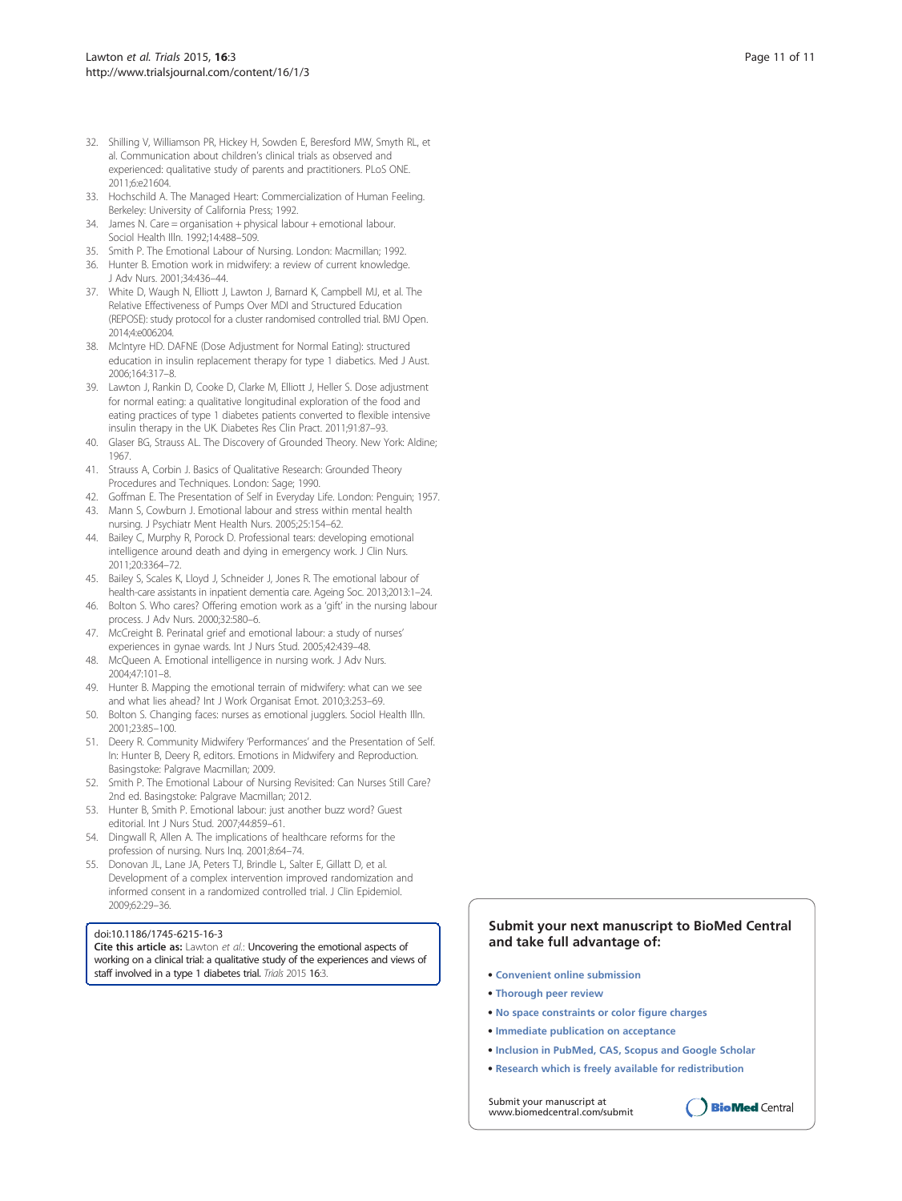32. Shilling V, Williamson PR, Hickey H, Sowden E, Beresford MW, Smyth RL, et al. Communication about children's clinical trials as observed and experienced: qualitative study of parents and practitioners. PLoS ONE. 2011;6:e21604.
33. Hochschild A. The Managed Heart: Commercialization of Human Feeling. Berkeley: University of California Press; 1992.
34. James N. Care = organisation + physical labour + emotional labour. Sociol Health Illn. 1992;14:488–509.
35. Smith P. The Emotional Labour of Nursing. London: Macmillan; 1992.
36. Hunter B. Emotion work in midwifery: a review of current knowledge. J Adv Nurs. 2001;34:436–44.
37. White D, Waugh N, Elliott J, Lawton J, Barnard K, Campbell MJ, et al. The Relative Effectiveness of Pumps Over MDI and Structured Education (REPOSE): study protocol for a cluster randomised controlled trial. BMJ Open. 2014;4:e006204.
38. McIntyre HD. DAFNE (Dose Adjustment for Normal Eating): structured education in insulin replacement therapy for type 1 diabetics. Med J Aust. 2006;164:317–8.
39. Lawton J, Rankin D, Cooke D, Clarke M, Elliott J, Heller S. Dose adjustment for normal eating: a qualitative longitudinal exploration of the food and eating practices of type 1 diabetes patients converted to flexible intensive insulin therapy in the UK. Diabetes Res Clin Pract. 2011;91:87–93.
40. Glaser BG, Strauss AL. The Discovery of Grounded Theory. New York: Aldine; 1967.
41. Strauss A, Corbin J. Basics of Qualitative Research: Grounded Theory Procedures and Techniques. London: Sage; 1990.
42. Goffman E. The Presentation of Self in Everyday Life. London: Penguin; 1957.
43. Mann S, Cowburn J. Emotional labour and stress within mental health nursing. J Psychiatr Ment Health Nurs. 2005;25:154–62.
44. Bailey C, Murphy R, Porock D. Professional tears: developing emotional intelligence around death and dying in emergency work. J Clin Nurs. 2011;20:3364–72.
45. Bailey S, Scales K, Lloyd J, Schneider J, Jones R. The emotional labour of health-care assistants in inpatient dementia care. Ageing Soc. 2013;2013:1–24.
46. Bolton S. Who cares? Offering emotion work as a 'gift' in the nursing labour process. J Adv Nurs. 2000;32:580–6.
47. McCreight B. Perinatal grief and emotional labour: a study of nurses' experiences in gynae wards. Int J Nurs Stud. 2005;42:439–48.
48. McQueen A. Emotional intelligence in nursing work. J Adv Nurs. 2004;47:101–8.
49. Hunter B. Mapping the emotional terrain of midwifery: what can we see and what lies ahead? Int J Work Organisat Emot. 2010;3:253–69.
50. Bolton S. Changing faces: nurses as emotional jugglers. Sociol Health Illn. 2001;23:85–100.
51. Deery R. Community Midwifery 'Performances' and the Presentation of Self. In: Hunter B, Deery R, editors. Emotions in Midwifery and Reproduction. Basingstoke: Palgrave Macmillan; 2009.
52. Smith P. The Emotional Labour of Nursing Revisited: Can Nurses Still Care? 2nd ed. Basingstoke: Palgrave Macmillan; 2012.
53. Hunter B, Smith P. Emotional labour: just another buzz word? Guest editorial. Int J Nurs Stud. 2007;44:859–61.
54. Dingwall R, Allen A. The implications of healthcare reforms for the profession of nursing. Nurs Inq. 2001;8:64–74.
55. Donovan JL, Lane JA, Peters TJ, Brindle L, Salter E, Gillatt D, et al. Development of a complex intervention improved randomization and informed consent in a randomized controlled trial. J Clin Epidemiol. 2009;62:29–36.

doi:10.1186/1745-6215-16-3

**Cite this article as:** Lawton *et al.*: Uncovering the emotional aspects of working on a clinical trial: a qualitative study of the experiences and views of staff involved in a type 1 diabetes trial. *Trials* 2015 **16**:3.

**Submit your next manuscript to BioMed Central and take full advantage of:**

- **Convenient online submission**
- **Thorough peer review**
- **No space constraints or color figure charges**
- **Immediate publication on acceptance**
- **Inclusion in PubMed, CAS, Scopus and Google Scholar**
- **Research which is freely available for redistribution**

Submit your manuscript at www.biomedcentral.com/submit

BioMed Central